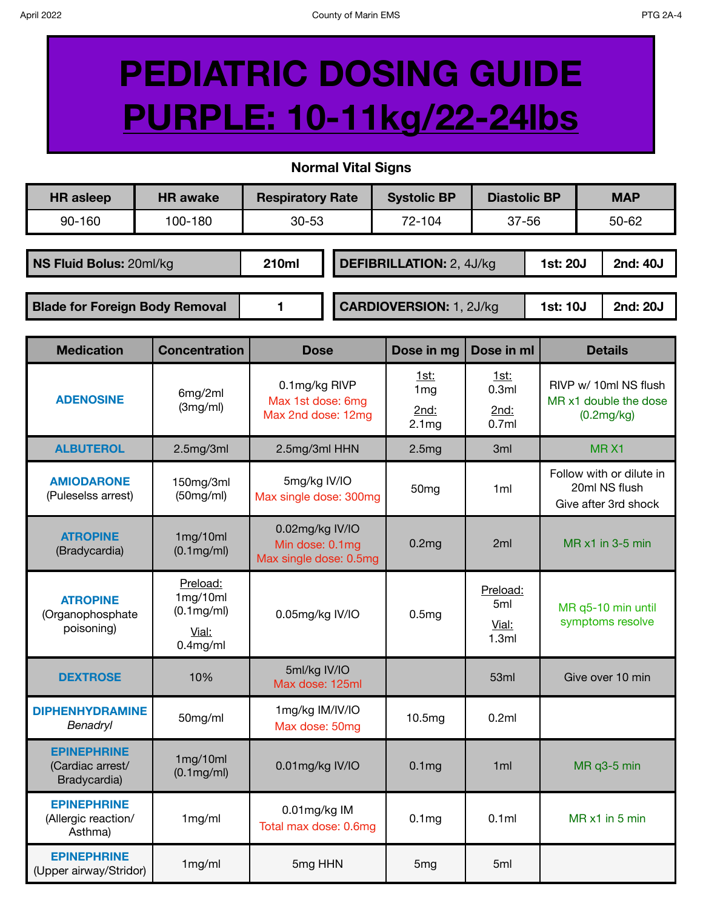# PEDIATRIC DOSING GUIDE

# PURPLE: 10-11kg/22-24lbs

**Normal Vital Signs**

| HR asleep | HR awake | Respiratory Rate | Systolic BP | Diastolic BP | MAP |
|---|---|---|---|---|---|
| 90-160 | 100-180 | 30-53 | 72-104 | 37-56 | 50-62 |

| **NS Fluid Bolus:** 20ml/kg | **210ml** |
|---|---|
| **Blade for Foreign Body Removal** | **1** |

| **DEFIBRILLATION:** 2, 4J/kg | **1st: 20J** | **2nd: 40J** |
|---|---|---|
| **CARDIOVERSION:** 1, 2J/kg | **1st: 10J** | **2nd: 20J** |

| Medication | Concentration | Dose | Dose in mg | Dose in ml | Details |
|---|---|---|---|---|---|
| **ADENOSINE** | 6mg/2ml (3mg/ml) | 0.1mg/kg RIVP<br>Max 1st dose: 6mg<br>Max 2nd dose: 12mg | 1st: 1mg<br>2nd: 2.1mg | 1st: 0.3ml<br>2nd: 0.7ml | RIVP w/ 10ml NS flush<br>MR x1 double the dose (0.2mg/kg) |
| **ALBUTEROL** | 2.5mg/3ml | 2.5mg/3ml HHN | 2.5mg | 3ml | MR X1 |
| **AMIODARONE** (Puleselss arrest) | 150mg/3ml (50mg/ml) | 5mg/kg IV/IO<br>Max single dose: 300mg | 50mg | 1ml | Follow with or dilute in 20ml NS flush<br>Give after 3rd shock |
| **ATROPINE** (Bradycardia) | 1mg/10ml (0.1mg/ml) | 0.02mg/kg IV/IO<br>Min dose: 0.1mg<br>Max single dose: 0.5mg | 0.2mg | 2ml | MR x1 in 3-5 min |
| **ATROPINE** (Organophosphate poisoning) | Preload: 1mg/10ml (0.1mg/ml)<br>Vial: 0.4mg/ml | 0.05mg/kg IV/IO | 0.5mg | Preload: 5ml<br>Vial: 1.3ml | MR q5-10 min until symptoms resolve |
| **DEXTROSE** | 10% | 5ml/kg IV/IO<br>Max dose: 125ml | | 53ml | Give over 10 min |
| **DIPHENHYDRAMINE** *Benadryl* | 50mg/ml | 1mg/kg IM/IV/IO<br>Max dose: 50mg | 10.5mg | 0.2ml | |
| **EPINEPHRINE** (Cardiac arrest/ Bradycardia) | 1mg/10ml (0.1mg/ml) | 0.01mg/kg IV/IO | 0.1mg | 1ml | MR q3-5 min |
| **EPINEPHRINE** (Allergic reaction/ Asthma) | 1mg/ml | 0.01mg/kg IM<br>Total max dose: 0.6mg | 0.1mg | 0.1ml | MR x1 in 5 min |
| **EPINEPHRINE** (Upper airway/Stridor) | 1mg/ml | 5mg HHN | 5mg | 5ml | |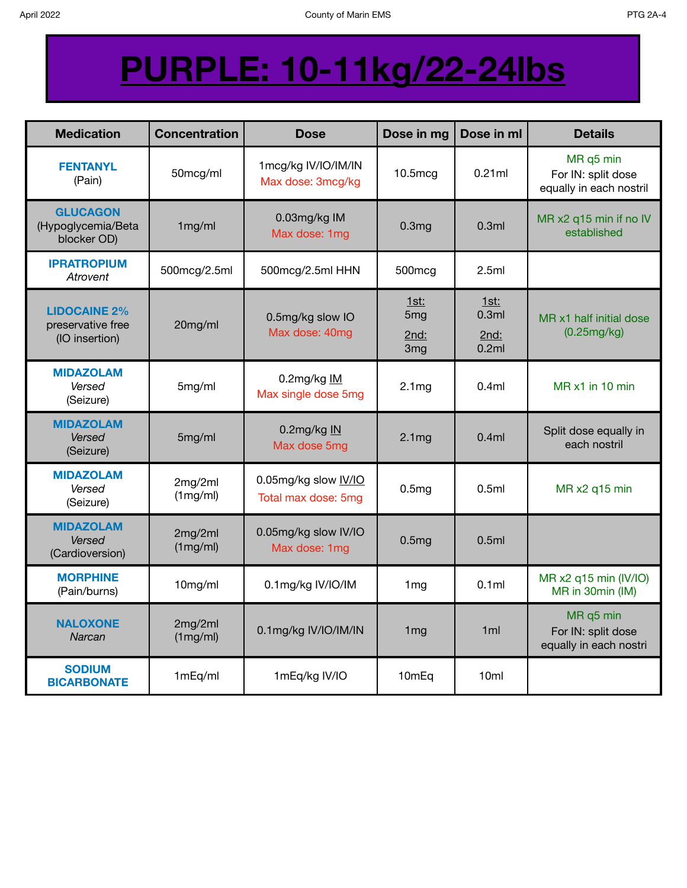# PURPLE: 10-11kg/22-24lbs

| Medication | Concentration | Dose | Dose in mg | Dose in ml | Details |
|---|---|---|---|---|---|
| **FENTANYL** (Pain) | 50mcg/ml | 1mcg/kg IV/IO/IM/IN<br>Max dose: 3mcg/kg | 10.5mcg | 0.21ml | MR q5 min<br>For IN: split dose equally in each nostril |
| **GLUCAGON** (Hypoglycemia/Beta blocker OD) | 1mg/ml | 0.03mg/kg IM<br>Max dose: 1mg | 0.3mg | 0.3ml | MR x2 q15 min if no IV established |
| **IPRATROPIUM** *Atrovent* | 500mcg/2.5ml | 500mcg/2.5ml HHN | 500mcg | 2.5ml | |
| **LIDOCAINE 2%** preservative free (IO insertion) | 20mg/ml | 0.5mg/kg slow IO<br>Max dose: 40mg | 1st: 5mg<br>2nd: 3mg | 1st: 0.3ml<br>2nd: 0.2ml | MR x1 half initial dose (0.25mg/kg) |
| **MIDAZOLAM** *Versed* (Seizure) | 5mg/ml | 0.2mg/kg IM<br>Max single dose 5mg | 2.1mg | 0.4ml | MR x1 in 10 min |
| **MIDAZOLAM** *Versed* (Seizure) | 5mg/ml | 0.2mg/kg IN<br>Max dose 5mg | 2.1mg | 0.4ml | Split dose equally in each nostril |
| **MIDAZOLAM** *Versed* (Seizure) | 2mg/2ml (1mg/ml) | 0.05mg/kg slow IV/IO<br>Total max dose: 5mg | 0.5mg | 0.5ml | MR x2 q15 min |
| **MIDAZOLAM** *Versed* (Cardioversion) | 2mg/2ml (1mg/ml) | 0.05mg/kg slow IV/IO<br>Max dose: 1mg | 0.5mg | 0.5ml | |
| **MORPHINE** (Pain/burns) | 10mg/ml | 0.1mg/kg IV/IO/IM | 1mg | 0.1ml | MR x2 q15 min (IV/IO)<br>MR in 30min (IM) |
| **NALOXONE** *Narcan* | 2mg/2ml (1mg/ml) | 0.1mg/kg IV/IO/IM/IN | 1mg | 1ml | MR q5 min<br>For IN: split dose equally in each nostri |
| **SODIUM BICARBONATE** | 1mEq/ml | 1mEq/kg IV/IO | 10mEq | 10ml | |